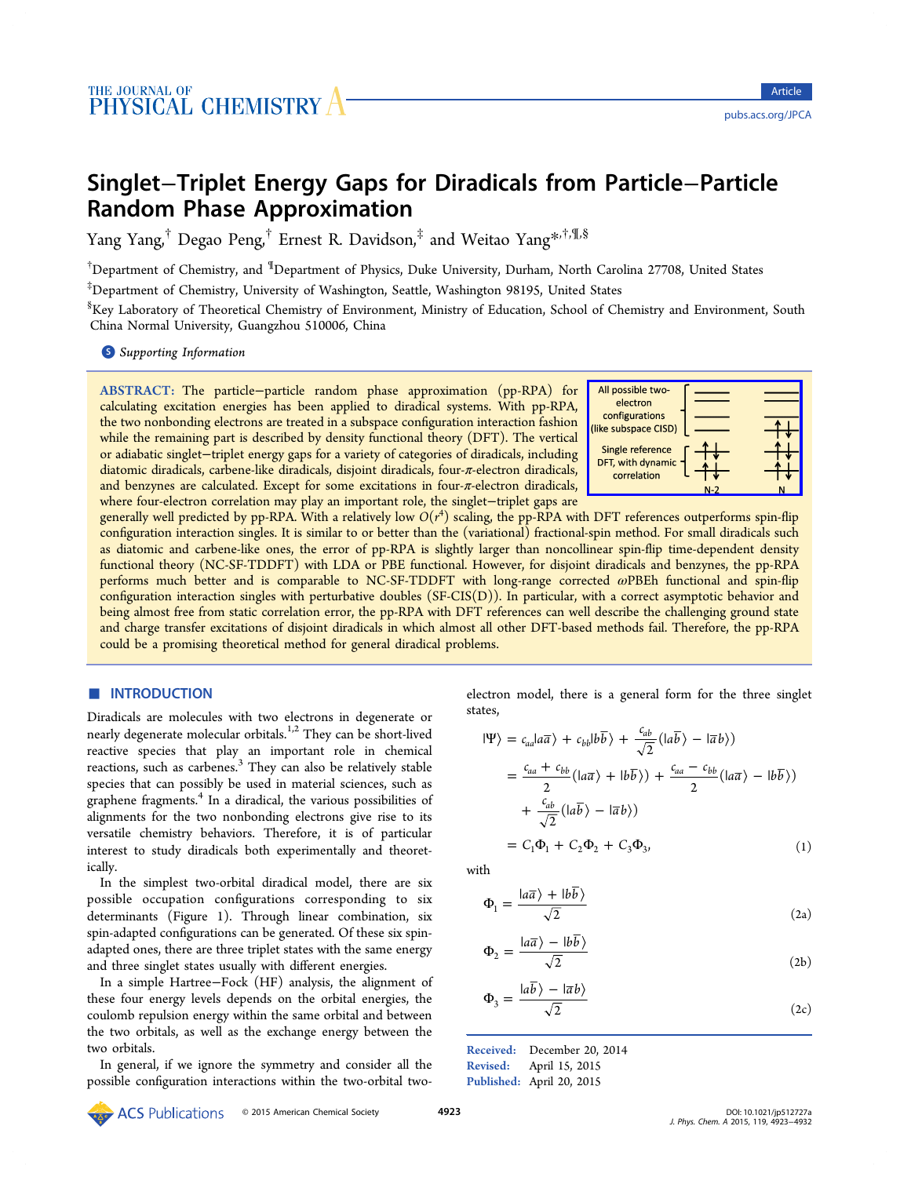# Singlet–Triplet Energy Gaps for Diradicals from Particle–Particle Random Phase Approximation

Yang Yang,[†] Degao Peng,[†] Ernest R. Davidson,[‡] and Weitao Yang*[,†,¶,§]

[†]Department of Chemistry, and [¶]Department of Physics, Duke University, Durham, North Carolina 27708, United States

[‡]Department of Chemistry, University of Washington, Seattle, Washington 98195, United States

[§]Key Laboratory of Theoretical Chemistry of Environment, Ministry of Education, School of Chemistry and Environment, South China Normal University, Guangzhou 510006, China

**S** Supporting Information

**ABSTRACT:** The particle–particle random phase approximation (pp-RPA) for calculating excitation energies has been applied to diradical systems. With pp-RPA, the two nonbonding electrons are treated in a subspace configuration interaction fashion while the remaining part is described by density functional theory (DFT). The vertical or adiabatic singlet–triplet energy gaps for a variety of categories of diradicals, including diatomic diradicals, carbene-like diradicals, disjoint diradicals, four-π-electron diradicals, and benzynes are calculated. Except for some excitations in four-π-electron diradicals, where four-electron correlation may play an important role, the singlet–triplet gaps are generally well predicted by pp-RPA. With a relatively low $O(r^4)$ scaling, the pp-RPA with DFT references outperforms spin-flip configuration interaction singles. It is similar to or better than the (variational) fractional-spin method. For small diradicals such as diatomic and carbene-like ones, the error of pp-RPA is slightly larger than noncollinear spin-flip time-dependent density functional theory (NC-SF-TDDFT) with LDA or PBE functional. However, for disjoint diradicals and benzynes, the pp-RPA performs much better and is comparable to NC-SF-TDDFT with long-range corrected ωPBEh functional and spin-flip configuration interaction singles with perturbative doubles (SF-CIS(D)). In particular, with a correct asymptotic behavior and being almost free from static correlation error, the pp-RPA with DFT references can well describe the challenging ground state and charge transfer excitations of disjoint diradicals in which almost all other DFT-based methods fail. Therefore, the pp-RPA could be a promising theoretical method for general diradical problems.

All possible two-electron configurations (like subspace CISD) | Single reference DFT, with dynamic correlation | N-2 | N

## ■ INTRODUCTION

Diradicals are molecules with two electrons in degenerate or nearly degenerate molecular orbitals.[1,2] They can be short-lived reactive species that play an important role in chemical reactions, such as carbenes.[3] They can also be relatively stable species that can possibly be used in material sciences, such as graphene fragments.[4] In a diradical, the various possibilities of alignments for the two nonbonding electrons give rise to its versatile chemistry behaviors. Therefore, it is of particular interest to study diradicals both experimentally and theoretically.

In the simplest two-orbital diradical model, there are six possible occupation configurations corresponding to six determinants (Figure 1). Through linear combination, six spin-adapted configurations can be generated. Of these six spin-adapted ones, there are three triplet states with the same energy and three singlet states usually with different energies.

In a simple Hartree–Fock (HF) analysis, the alignment of these four energy levels depends on the orbital energies, the coulomb repulsion energy within the same orbital and between the two orbitals, as well as the exchange energy between the two orbitals.

In general, if we ignore the symmetry and consider all the possible configuration interactions within the two-orbital two-electron model, there is a general form for the three singlet states,

$$
\begin{aligned}
|\Psi\rangle &= c_{aa}|a\bar{a}\rangle + c_{bb}|b\bar{b}\rangle + \frac{c_{ab}}{\sqrt{2}}(|a\bar{b}\rangle - |\bar{a}b\rangle) \\
&= \frac{c_{aa}+c_{bb}}{2}(|a\bar{a}\rangle + |b\bar{b}\rangle) + \frac{c_{aa}-c_{bb}}{2}(|a\bar{a}\rangle - |b\bar{b}\rangle) \\
&\quad + \frac{c_{ab}}{\sqrt{2}}(|a\bar{b}\rangle - |\bar{a}b\rangle) \\
&= C_1\Phi_1 + C_2\Phi_2 + C_3\Phi_3,
\end{aligned} \tag{1}
$$

with

$$\Phi_1 = \frac{|a\bar{a}\rangle + |b\bar{b}\rangle}{\sqrt{2}} \tag{2a}$$

$$\Phi_2 = \frac{|a\bar{a}\rangle - |b\bar{b}\rangle}{\sqrt{2}} \tag{2b}$$

$$\Phi_3 = \frac{|a\bar{b}\rangle - |\bar{a}b\rangle}{\sqrt{2}} \tag{2c}$$

Received: December 20, 2014
Revised: April 15, 2015
Published: April 20, 2015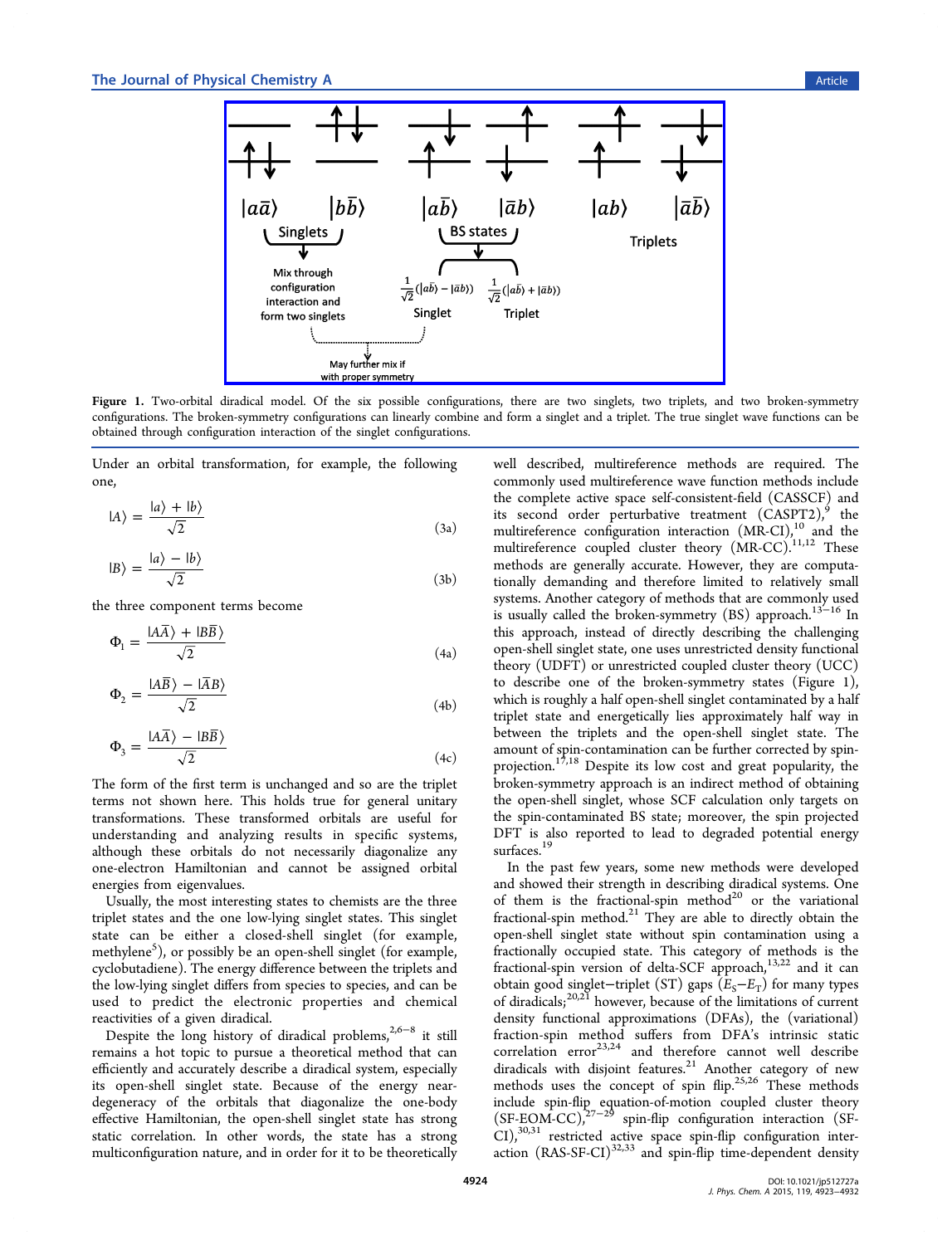**Figure 1.** Two-orbital diradical model. Of the six possible configurations, there are two singlets, two triplets, and two broken-symmetry configurations. The broken-symmetry configurations can linearly combine and form a singlet and a triplet. The true singlet wave functions can be obtained through configuration interaction of the singlet configurations.

Under an orbital transformation, for example, the following one,

$$|A\rangle = \frac{|a\rangle + |b\rangle}{\sqrt{2}} \tag{3a}$$

$$|B\rangle = \frac{|a\rangle - |b\rangle}{\sqrt{2}} \tag{3b}$$

the three component terms become

$$\Phi_1 = \frac{|A\bar{A}\rangle + |B\bar{B}\rangle}{\sqrt{2}} \tag{4a}$$

$$\Phi_2 = \frac{|A\bar{B}\rangle - |\bar{A}B\rangle}{\sqrt{2}} \tag{4b}$$

$$\Phi_3 = \frac{|A\bar{A}\rangle - |B\bar{B}\rangle}{\sqrt{2}} \tag{4c}$$

The form of the first term is unchanged and so are the triplet terms not shown here. This holds true for general unitary transformations. These transformed orbitals are useful for understanding and analyzing results in specific systems, although these orbitals do not necessarily diagonalize any one-electron Hamiltonian and cannot be assigned orbital energies from eigenvalues.

Usually, the most interesting states to chemists are the three triplet states and the one low-lying singlet states. This singlet state can be either a closed-shell singlet (for example, methylene[5]), or possibly be an open-shell singlet (for example, cyclobutadiene). The energy difference between the triplets and the low-lying singlet differs from species to species, and can be used to predict the electronic properties and chemical reactivities of a given diradical.

Despite the long history of diradical problems,[2,6−8] it still remains a hot topic to pursue a theoretical method that can efficiently and accurately describe a diradical system, especially its open-shell singlet state. Because of the energy near-degeneracy of the orbitals that diagonalize the one-body effective Hamiltonian, the open-shell singlet state has strong static correlation. In other words, the state has a strong multiconfiguration nature, and in order for it to be theoretically well described, multireference methods are required. The commonly used multireference wave function methods include the complete active space self-consistent-field (CASSCF) and its second order perturbative treatment (CASPT2),[9] the multireference configuration interaction (MR-CI),[10] and the multireference coupled cluster theory (MR-CC).[11,12] These methods are generally accurate. However, they are computationally demanding and therefore limited to relatively small systems. Another category of methods that are commonly used is usually called the broken-symmetry (BS) approach.[13−16] In this approach, instead of directly describing the challenging open-shell singlet state, one uses unrestricted density functional theory (UDFT) or unrestricted coupled cluster theory (UCC) to describe one of the broken-symmetry states (Figure 1), which is roughly a half open-shell singlet contaminated by a half triplet state and energetically lies approximately half way in between the triplets and the open-shell singlet state. The amount of spin-contamination can be further corrected by spin-projection.[17,18] Despite its low cost and great popularity, the broken-symmetry approach is an indirect method of obtaining the open-shell singlet, whose SCF calculation only targets on the spin-contaminated BS state; moreover, the spin projected DFT is also reported to lead to degraded potential energy surfaces.[19]

In the past few years, some new methods were developed and showed their strength in describing diradical systems. One of them is the fractional-spin method[20] or the variational fractional-spin method.[21] They are able to directly obtain the open-shell singlet state without spin contamination using a fractionally occupied state. This category of methods is the fractional-spin version of delta-SCF approach,[13,22] and it can obtain good singlet−triplet (ST) gaps ($E_S$−$E_T$) for many types of diradicals;[20,21] however, because of the limitations of current density functional approximations (DFAs), the (variational) fraction-spin method suffers from DFA's intrinsic static correlation error[23,24] and therefore cannot well describe diradicals with disjoint features.[21] Another category of new methods uses the concept of spin flip.[25,26] These methods include spin-flip equation-of-motion coupled cluster theory (SF-EOM-CC),[27−29] spin-flip configuration interaction (SF-CI),[30,31] restricted active space spin-flip configuration interaction (RAS-SF-CI)[32,33] and spin-flip time-dependent density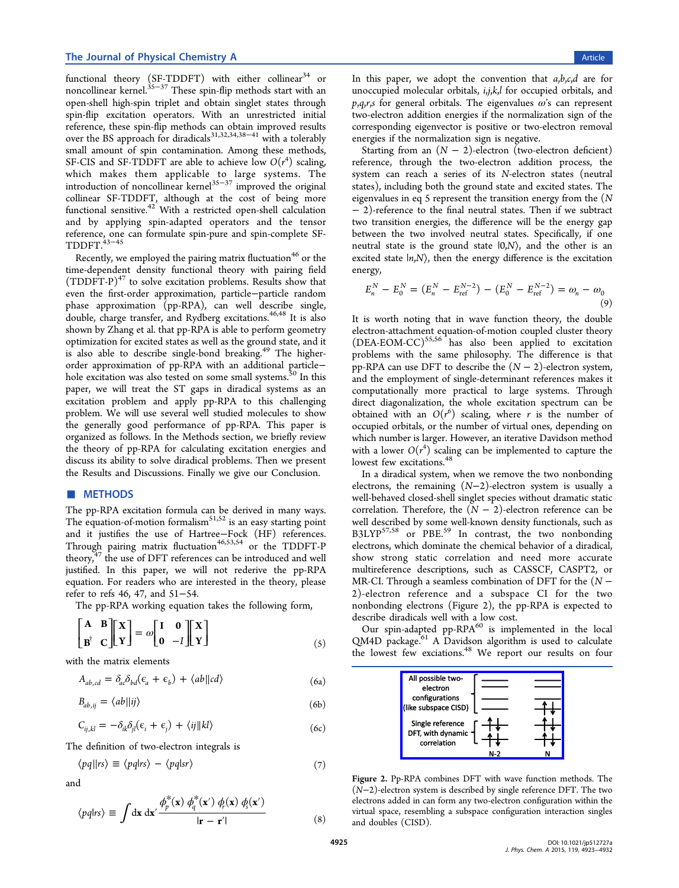functional theory (SF-TDDFT) with either collinear[34] or noncollinear kernel.[35−37] These spin-flip methods start with an open-shell high-spin triplet and obtain singlet states through spin-flip excitation operators. With an unrestricted initial reference, these spin-flip methods can obtain improved results over the BS approach for diradicals[31,32,34,38−41] with a tolerably small amount of spin contamination. Among these methods, SF-CIS and SF-TDDFT are able to achieve low $O(r^4)$ scaling, which makes them applicable to large systems. The introduction of noncollinear kernel[35−37] improved the original collinear SF-TDDFT, although at the cost of being more functional sensitive.[42] With a restricted open-shell calculation and by applying spin-adapted operators and the tensor reference, one can formulate spin-pure and spin-complete SF-TDDFT.[43−45]

Recently, we employed the pairing matrix fluctuation[46] or the time-dependent density functional theory with pairing field (TDDFT-P)[47] to solve excitation problems. Results show that even the first-order approximation, particle−particle random phase approximation (pp-RPA), can well describe single, double, charge transfer, and Rydberg excitations.[46,48] It is also shown by Zhang et al. that pp-RPA is able to perform geometry optimization for excited states as well as the ground state, and it is also able to describe single-bond breaking.[49] The higher-order approximation of pp-RPA with an additional particle−hole excitation was also tested on some small systems.[50] In this paper, we will treat the ST gaps in diradical systems as an excitation problem and apply pp-RPA to this challenging problem. We will use several well studied molecules to show the generally good performance of pp-RPA. This paper is organized as follows. In the Methods section, we briefly review the theory of pp-RPA for calculating excitation energies and discuss its ability to solve diradical problems. Then we present the Results and Discussions. Finally we give our Conclusion.

## METHODS

The pp-RPA excitation formula can be derived in many ways. The equation-of-motion formalism[51,52] is an easy starting point and it justifies the use of Hartree−Fock (HF) references. Through pairing matrix fluctuation[46,53,54] or the TDDFT-P theory,[47] the use of DFT references can be introduced and well justified. In this paper, we will not rederive the pp-RPA equation. For readers who are interested in the theory, please refer to refs 46, 47, and 51−54.

The pp-RPA working equation takes the following form,

$$\begin{bmatrix} \mathbf{A} & \mathbf{B} \\ \mathbf{B}^{\dagger} & \mathbf{C} \end{bmatrix} \begin{bmatrix} \mathbf{X} \\ \mathbf{Y} \end{bmatrix} = \omega \begin{bmatrix} \mathbf{I} & \mathbf{0} \\ \mathbf{0} & -\mathbf{I} \end{bmatrix} \begin{bmatrix} \mathbf{X} \\ \mathbf{Y} \end{bmatrix} \tag{5}$$

with the matrix elements

$$A_{ab,cd} = \delta_{ac}\delta_{bd}(\epsilon_a + \epsilon_b) + \langle ab||cd\rangle \tag{6a}$$

$$B_{ab,ij} = \langle ab||ij\rangle \tag{6b}$$

$$C_{ij,kl} = -\delta_{ik}\delta_{jl}(\epsilon_i + \epsilon_j) + \langle ij||kl\rangle \tag{6c}$$

The definition of two-electron integrals is

$$\langle pq||rs\rangle \equiv \langle pq|rs\rangle - \langle pq|sr\rangle \tag{7}$$

and

$$\langle pq|rs\rangle \equiv \int \mathrm{d}\mathbf{x}\,\mathrm{d}\mathbf{x}' \frac{\phi_p^*(\mathbf{x})\,\phi_q^*(\mathbf{x}')\,\phi_r(\mathbf{x})\,\phi_s(\mathbf{x}')}{|\mathbf{r} - \mathbf{r}'|} \tag{8}$$

In this paper, we adopt the convention that $a,b,c,d$ are for unoccupied molecular orbitals, $i,j,k,l$ for occupied orbitals, and $p,q,r,s$ for general orbitals. The eigenvalues $\omega$'s can represent two-electron addition energies if the normalization sign of the corresponding eigenvector is positive or two-electron removal energies if the normalization sign is negative.

Starting from an $(N - 2)$-electron (two-electron deficient) reference, through the two-electron addition process, the system can reach a series of its $N$-electron states (neutral states), including both the ground state and excited states. The eigenvalues in eq 5 represent the transition energy from the $(N - 2)$-reference to the final neutral states. Then if we subtract two transition energies, the difference will be the energy gap between the two involved neutral states. Specifically, if one neutral state is the ground state $|0,N\rangle$, and the other is an excited state $|n,N\rangle$, then the energy difference is the excitation energy,

$$E_n^N - E_0^N = (E_n^N - E_{\mathrm{ref}}^{N-2}) - (E_0^N - E_{\mathrm{ref}}^{N-2}) = \omega_n - \omega_0 \tag{9}$$

It is worth noting that in wave function theory, the double electron-attachment equation-of-motion coupled cluster theory (DEA-EOM-CC)[55,56] has also been applied to excitation problems with the same philosophy. The difference is that pp-RPA can use DFT to describe the $(N - 2)$-electron system, and the employment of single-determinant references makes it computationally more practical to large systems. Through direct diagonalization, the whole excitation spectrum can be obtained with an $O(r^6)$ scaling, where $r$ is the number of occupied orbitals, or the number of virtual ones, depending on which number is larger. However, an iterative Davidson method with a lower $O(r^4)$ scaling can be implemented to capture the lowest few excitations.[48]

In a diradical system, when we remove the two nonbonding electrons, the remaining $(N-2)$-electron system is usually a well-behaved closed-shell singlet species without dramatic static correlation. Therefore, the $(N - 2)$-electron reference can be well described by some well-known density functionals, such as B3LYP[57,58] or PBE.[59] In contrast, the two nonbonding electrons, which dominate the chemical behavior of a diradical, show strong static correlation and need more accurate multireference descriptions, such as CASSCF, CASPT2, or MR-CI. Through a seamless combination of DFT for the $(N - 2)$-electron reference and a subspace CI for the two nonbonding electrons (Figure 2), the pp-RPA is expected to describe diradicals well with a low cost.

Our spin-adapted pp-RPA[60] is implemented in the local QM4D package.[61] A Davidson algorithm is used to calculate the lowest few excitations.[48] We report our results on four

Figure 2. Pp-RPA combines DFT with wave function methods. The $(N-2)$-electron system is described by single reference DFT. The two electrons added in can form any two-electron configuration within the virtual space, resembling a subspace configuration interaction singles and doubles (CISD).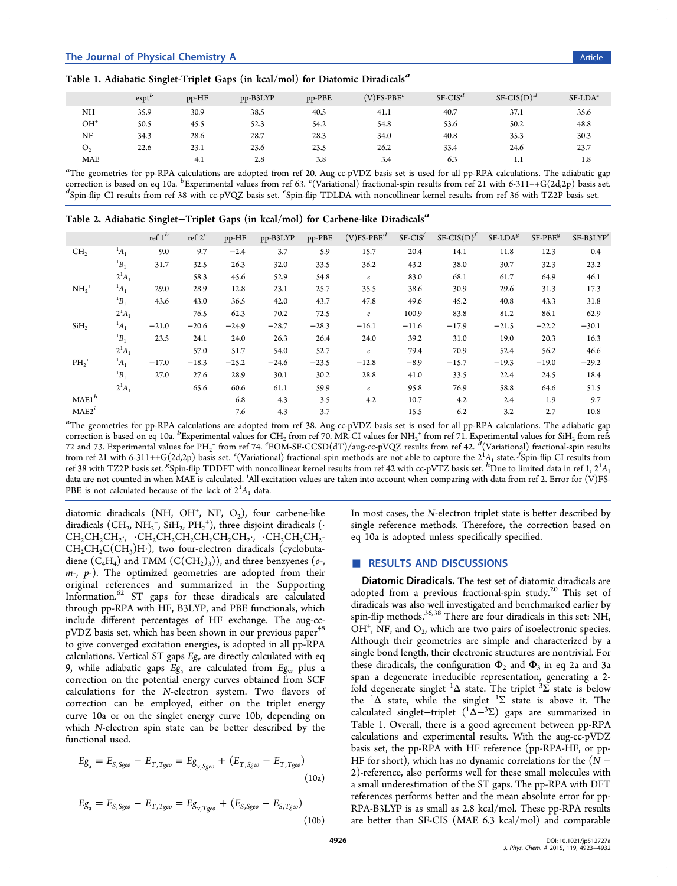**Table 1. Adiabatic Singlet-Triplet Gaps (in kcal/mol) for Diatomic Diradicals[a]**

| | expt[b] | pp-HF | pp-B3LYP | pp-PBE | (V)FS-PBE[c] | SF-CIS[d] | SF-CIS(D)[d] | SF-LDA[e] |
|---|---|---|---|---|---|---|---|---|
| NH | 35.9 | 30.9 | 38.5 | 40.5 | 41.1 | 40.7 | 37.1 | 35.6 |
| $OH^+$ | 50.5 | 45.5 | 52.3 | 54.2 | 54.8 | 53.6 | 50.2 | 48.8 |
| NF | 34.3 | 28.6 | 28.7 | 28.3 | 34.0 | 40.8 | 35.3 | 30.3 |
| $O_2$ | 22.6 | 23.1 | 23.6 | 23.5 | 26.2 | 33.4 | 24.6 | 23.7 |
| MAE | | 4.1 | 2.8 | 3.8 | 3.4 | 6.3 | 1.1 | 1.8 |

[a]The geometries for pp-RPA calculations are adopted from ref 20. Aug-cc-pVDZ basis set is used for all pp-RPA calculations. The adiabatic gap correction is based on eq 10a. [b]Experimental values from ref 63. [c](Variational) fractional-spin results from ref 21 with 6-311++G(2d,2p) basis set. [d]Spin-flip CI results from ref 38 with cc-pVQZ basis set. [e]Spin-flip TDLDA with noncollinear kernel results from ref 36 with TZ2P basis set.

**Table 2. Adiabatic Singlet−Triplet Gaps (in kcal/mol) for Carbene-like Diradicals[a]**

| | | ref 1[b] | ref 2[c] | pp-HF | pp-B3LYP | pp-PBE | (V)FS-PBE[d] | SF-CIS[f] | SF-CIS(D)[f] | SF-LDA[g] | SF-PBE[g] | SF-B3LYP[i] |
|---|---|---|---|---|---|---|---|---|---|---|---|---|
| $CH_2$ | $^1A_1$ | 9.0 | 9.7 | −2.4 | 3.7 | 5.9 | 15.7 | 20.4 | 14.1 | 11.8 | 12.3 | 0.4 |
| | $^1B_1$ | 31.7 | 32.5 | 26.3 | 32.0 | 33.5 | 36.2 | 43.2 | 38.0 | 30.7 | 32.3 | 23.2 |
| | $2^1A_1$ | | 58.3 | 45.6 | 52.9 | 54.8 | *e* | 83.0 | 68.1 | 61.7 | 64.9 | 46.1 |
| $NH_2^+$ | $^1A_1$ | 29.0 | 28.9 | 12.8 | 23.1 | 25.7 | 35.5 | 38.6 | 30.9 | 29.6 | 31.3 | 17.3 |
| | $^1B_1$ | 43.6 | 43.0 | 36.5 | 42.0 | 43.7 | 47.8 | 49.6 | 45.2 | 40.8 | 43.3 | 31.8 |
| | $2^1A_1$ | | 76.5 | 62.3 | 70.2 | 72.5 | *e* | 100.9 | 83.8 | 81.2 | 86.1 | 62.9 |
| $SiH_2$ | $^1A_1$ | −21.0 | −20.6 | −24.9 | −28.7 | −28.3 | −16.1 | −11.6 | −17.9 | −21.5 | −22.2 | −30.1 |
| | $^1B_1$ | 23.5 | 24.1 | 24.0 | 26.3 | 26.4 | 24.0 | 39.2 | 31.0 | 19.0 | 20.3 | 16.3 |
| | $2^1A_1$ | | 57.0 | 51.7 | 54.0 | 52.7 | *e* | 79.4 | 70.9 | 52.4 | 56.2 | 46.6 |
| $PH_2^+$ | $^1A_1$ | −17.0 | −18.3 | −25.2 | −24.6 | −23.5 | −12.8 | −8.9 | −15.7 | −19.3 | −19.0 | −29.2 |
| | $^1B_1$ | 27.0 | 27.6 | 28.9 | 30.1 | 30.2 | 28.8 | 41.0 | 33.5 | 22.4 | 24.5 | 18.4 |
| | $2^1A_1$ | | 65.6 | 60.6 | 61.1 | 59.9 | *e* | 95.8 | 76.9 | 58.8 | 64.6 | 51.5 |
| MAE1[h] | | | | 6.8 | 4.3 | 3.5 | 4.2 | 10.7 | 4.2 | 2.4 | 1.9 | 9.7 |
| MAE2[i] | | | | 7.6 | 4.3 | 3.7 | | 15.5 | 6.2 | 3.2 | 2.7 | 10.8 |

[a]The geometries for pp-RPA calculations are adopted from ref 38. Aug-cc-pVDZ basis set is used for all pp-RPA calculations. The adiabatic gap correction is based on eq 10a. [b]Experimental values for $CH_2$ from ref 70. MR-CI values for $NH_2^+$ from ref 71. Experimental values for $SiH_2$ from refs 72 and 73. Experimental values for $PH_2^+$ from ref 74. [c]EOM-SF-CCSD(dT)/aug-cc-pVQZ results from ref 42. [d](Variational) fractional-spin results from ref 21 with 6-311++G(2d,2p) basis set. [e](Variational) fractional-spin methods are not able to capture the $2^1A_1$ state. [f]Spin-flip CI results from ref 38 with TZ2P basis set. [g]Spin-flip TDDFT with noncollinear kernel results from ref 42 with cc-pVTZ basis set. [h]Due to limited data in ref 1, $2^1A_1$ data are not counted in when MAE is calculated. [i]All excitation values are taken into account when comparing with data from ref 2. Error for (V)FS-PBE is not calculated because of the lack of $2^1A_1$ data.

diatomic diradicals (NH, $OH^+$, NF, $O_2$), four carbene-like diradicals ($CH_2$, $NH_2^+$, $SiH_2$, $PH_2^+$), three disjoint diradicals (·$CH_2CH_2CH_2$·, ·$CH_2CH_2CH_2CH_2CH_2CH_2$·, ·$CH_2CH_2CH_2$-$CH_2CH_2C(CH_3)H$·), two four-electron diradicals (cyclobutadiene ($C_4H_4$) and TMM ($C(CH_2)_3$)), and three benzynes (*o*-, *m*-, *p*-). The optimized geometries are adopted from their original references and summarized in the Supporting Information.[62] ST gaps for these diradicals are calculated through pp-RPA with HF, B3LYP, and PBE functionals, which include different percentages of HF exchange. The aug-cc-pVDZ basis set, which has been shown in our previous paper[48] to give converged excitation energies, is adopted in all pp-RPA calculations. Vertical ST gaps $Eg_v$ are directly calculated with eq 9, while adiabatic gaps $Eg_a$ are calculated from $Eg_v$, plus a correction on the potential energy curves obtained from SCF calculations for the $N$-electron system. Two flavors of correction can be employed, either on the triplet energy curve 10a or on the singlet energy curve 10b, depending on which $N$-electron spin state can be better described by the functional used.

$$Eg_a = E_{S,Sgeo} - E_{T,Tgeo} = Eg_{v,Sgeo} + (E_{T,Sgeo} - E_{T,Tgeo}) \tag{10a}$$

$$Eg_a = E_{S,Sgeo} - E_{T,Tgeo} = Eg_{v,Tgeo} + (E_{S,Sgeo} - E_{S,Tgeo}) \tag{10b}$$

In most cases, the $N$-electron triplet state is better described by single reference methods. Therefore, the correction based on eq 10a is adopted unless specifically specified.

## ■ RESULTS AND DISCUSSIONS

**Diatomic Diradicals.** The test set of diatomic diradicals are adopted from a previous fractional-spin study.[20] This set of diradicals was also well investigated and benchmarked earlier by spin-flip methods.[36,38] There are four diradicals in this set: NH, $OH^+$, NF, and $O_2$, which are two pairs of isoelectronic species. Although their geometries are simple and characterized by a single bond length, their electronic structures are nontrivial. For these diradicals, the configuration $\Phi_2$ and $\Phi_3$ in eq 2a and 3a span a degenerate irreducible representation, generating a 2-fold degenerate singlet $^1\Delta$ state. The triplet $^3\Sigma$ state is below the $^1\Delta$ state, while the singlet $^1\Sigma$ state is above it. The calculated singlet−triplet ($^1\Delta-{}^3\Sigma$) gaps are summarized in Table 1. Overall, there is a good agreement between pp-RPA calculations and experimental results. With the aug-cc-pVDZ basis set, the pp-RPA with HF reference (pp-RPA-HF, or pp-HF for short), which has no dynamic correlations for the ($N-2$)-reference, also performs well for these small molecules with a small underestimation of the ST gaps. The pp-RPA with DFT references performs better and the mean absolute error for pp-RPA-B3LYP is as small as 2.8 kcal/mol. These pp-RPA results are better than SF-CIS (MAE 6.3 kcal/mol) and comparable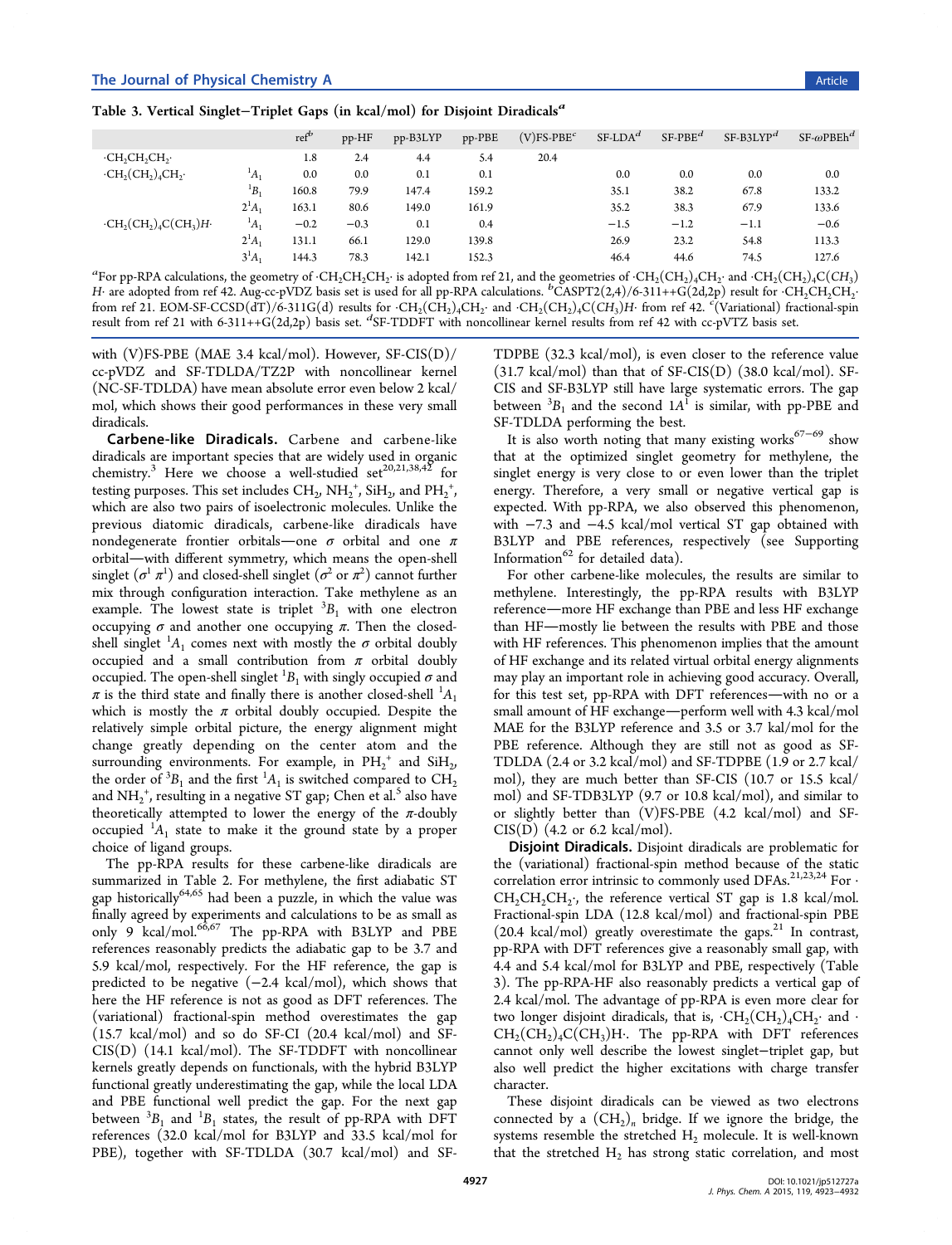Table 3. Vertical Singlet–Triplet Gaps (in kcal/mol) for Disjoint Diradicals[a]

| | | ref[b] | pp-HF | pp-B3LYP | pp-PBE | (V)FS-PBE[c] | SF-LDA[d] | SF-PBE[d] | SF-B3LYP[d] | SF-ωPBEh[d] |
|---|---|---|---|---|---|---|---|---|---|---|
| $\cdot CH_2CH_2CH_2\cdot$ | | 1.8 | 2.4 | 4.4 | 5.4 | 20.4 | | | | |
| $\cdot CH_2(CH_2)_4CH_2\cdot$ | $^1A_1$ | 0.0 | 0.0 | 0.1 | 0.1 | | 0.0 | 0.0 | 0.0 | 0.0 |
| | $^1B_1$ | 160.8 | 79.9 | 147.4 | 159.2 | | 35.1 | 38.2 | 67.8 | 133.2 |
| | $2^1A_1$ | 163.1 | 80.6 | 149.0 | 161.9 | | 35.2 | 38.3 | 67.9 | 133.6 |
| $\cdot CH_2(CH_2)_4C(CH_3)H\cdot$ | $^1A_1$ | −0.2 | −0.3 | 0.1 | 0.4 | | −1.5 | −1.2 | −1.1 | −0.6 |
| | $2^1A_1$ | 131.1 | 66.1 | 129.0 | 139.8 | | 26.9 | 23.2 | 54.8 | 113.3 |
| | $3^1A_1$ | 144.3 | 78.3 | 142.1 | 152.3 | | 46.4 | 44.6 | 74.5 | 127.6 |

[a]For pp-RPA calculations, the geometry of $\cdot CH_2CH_2CH_2\cdot$ is adopted from ref 21, and the geometries of $\cdot CH_2(CH_2)_4CH_2\cdot$ and $\cdot CH_2(CH_2)_4C(CH_3)H\cdot$ are adopted from ref 42. Aug-cc-pVDZ basis set is used for all pp-RPA calculations. [b]CASPT2(2,4)/6-311++G(2d,2p) result for $\cdot CH_2CH_2CH_2\cdot$ from ref 21. EOM-SF-CCSD(dT)/6-311G(d) results for $\cdot CH_2(CH_2)_4CH_2\cdot$ and $\cdot CH_2(CH_2)_4C(CH_3)H\cdot$ from ref 42. [c](Variational) fractional-spin result from ref 21 with 6-311++G(2d,2p) basis set. [d]SF-TDDFT with noncollinear kernel results from ref 42 with cc-pVTZ basis set.

with (V)FS-PBE (MAE 3.4 kcal/mol). However, SF-CIS(D)/cc-pVDZ and SF-TDLDA/TZ2P with noncollinear kernel (NC-SF-TDLDA) have mean absolute error even below 2 kcal/mol, which shows their good performances in these very small diradicals.

**Carbene-like Diradicals.** Carbene and carbene-like diradicals are important species that are widely used in organic chemistry.[3] Here we choose a well-studied set[20,21,38,42] for testing purposes. This set includes $CH_2$, $NH_2^+$, $SiH_2$, and $PH_2^+$, which are also two pairs of isoelectronic molecules. Unlike the previous diatomic diradicals, carbene-like diradicals have nondegenerate frontier orbitals—one σ orbital and one π orbital—with different symmetry, which means the open-shell singlet ($\sigma^1 \pi^1$) and closed-shell singlet ($\sigma^2$ or $\pi^2$) cannot further mix through configuration interaction. Take methylene as an example. The lowest state is triplet $^3B_1$ with one electron occupying σ and another one occupying π. Then the closed-shell singlet $^1A_1$ comes next with mostly the σ orbital doubly occupied and a small contribution from π orbital doubly occupied. The open-shell singlet $^1B_1$ with singly occupied σ and π is the third state and finally there is another closed-shell $^1A_1$ which is mostly the π orbital doubly occupied. Despite the relatively simple orbital picture, the energy alignment might change greatly depending on the center atom and the surrounding environments. For example, in $PH_2^+$ and $SiH_2$, the order of $^3B_1$ and the first $^1A_1$ is switched compared to $CH_2$ and $NH_2^+$, resulting in a negative ST gap; Chen et al.[5] also have theoretically attempted to lower the energy of the π-doubly occupied $^1A_1$ state to make it the ground state by a proper choice of ligand groups.

The pp-RPA results for these carbene-like diradicals are summarized in Table 2. For methylene, the first adiabatic ST gap historically[64,65] had been a puzzle, in which the value was finally agreed by experiments and calculations to be as small as only 9 kcal/mol.[66,67] The pp-RPA with B3LYP and PBE references reasonably predicts the adiabatic gap to be 3.7 and 5.9 kcal/mol, respectively. For the HF reference, the gap is predicted to be negative (−2.4 kcal/mol), which shows that here the HF reference is not as good as DFT references. The (variational) fractional-spin method overestimates the gap (15.7 kcal/mol) and so do SF-CI (20.4 kcal/mol) and SF-CIS(D) (14.1 kcal/mol). The SF-TDDFT with noncollinear kernels greatly depends on functionals, with the hybrid B3LYP functional greatly underestimating the gap, while the local LDA and PBE functional well predict the gap. For the next gap between $^3B_1$ and $^1B_1$ states, the result of pp-RPA with DFT references (32.0 kcal/mol for B3LYP and 33.5 kcal/mol for PBE), together with SF-TDLDA (30.7 kcal/mol) and SF-TDPBE (32.3 kcal/mol), is even closer to the reference value (31.7 kcal/mol) than that of SF-CIS(D) (38.0 kcal/mol). SF-CIS and SF-B3LYP still have large systematic errors. The gap between $^3B_1$ and the second $1A^1$ is similar, with pp-PBE and SF-TDLDA performing the best.

It is also worth noting that many existing works[67−69] show that at the optimized singlet geometry for methylene, the singlet energy is very close to or even lower than the triplet energy. Therefore, a very small or negative vertical gap is expected. With pp-RPA, we also observed this phenomenon, with −7.3 and −4.5 kcal/mol vertical ST gap obtained with B3LYP and PBE references, respectively (see Supporting Information[62] for detailed data).

For other carbene-like molecules, the results are similar to methylene. Interestingly, the pp-RPA results with B3LYP reference—more HF exchange than PBE and less HF exchange than HF—mostly lie between the results with PBE and those with HF references. This phenomenon implies that the amount of HF exchange and its related virtual orbital energy alignments may play an important role in achieving good accuracy. Overall, for this test set, pp-RPA with DFT references—with no or a small amount of HF exchange—perform well with 4.3 kcal/mol MAE for the B3LYP reference and 3.5 or 3.7 kal/mol for the PBE reference. Although they are still not as good as SF-TDLDA (2.4 or 3.2 kcal/mol) and SF-TDPBE (1.9 or 2.7 kcal/mol), they are much better than SF-CIS (10.7 or 15.5 kcal/mol) and SF-TDB3LYP (9.7 or 10.8 kcal/mol), and similar to or slightly better than (V)FS-PBE (4.2 kcal/mol) and SF-CIS(D) (4.2 or 6.2 kcal/mol).

**Disjoint Diradicals.** Disjoint diradicals are problematic for the (variational) fractional-spin method because of the static correlation error intrinsic to commonly used DFAs.[21,23,24] For $\cdot CH_2CH_2CH_2\cdot$, the reference vertical ST gap is 1.8 kcal/mol. Fractional-spin LDA (12.8 kcal/mol) and fractional-spin PBE (20.4 kcal/mol) greatly overestimate the gaps.[21] In contrast, pp-RPA with DFT references give a reasonably small gap, with 4.4 and 5.4 kcal/mol for B3LYP and PBE, respectively (Table 3). The pp-RPA-HF also reasonably predicts a vertical gap of 2.4 kcal/mol. The advantage of pp-RPA is even more clear for two longer disjoint diradicals, that is, $\cdot CH_2(CH_2)_4CH_2\cdot$ and $\cdot CH_2(CH_2)_4C(CH_3)H\cdot$. The pp-RPA with DFT references cannot only well describe the lowest singlet–triplet gap, but also well predict the higher excitations with charge transfer character.

These disjoint diradicals can be viewed as two electrons connected by a $(CH_2)_n$ bridge. If we ignore the bridge, the systems resemble the stretched $H_2$ molecule. It is well-known that the stretched $H_2$ has strong static correlation, and most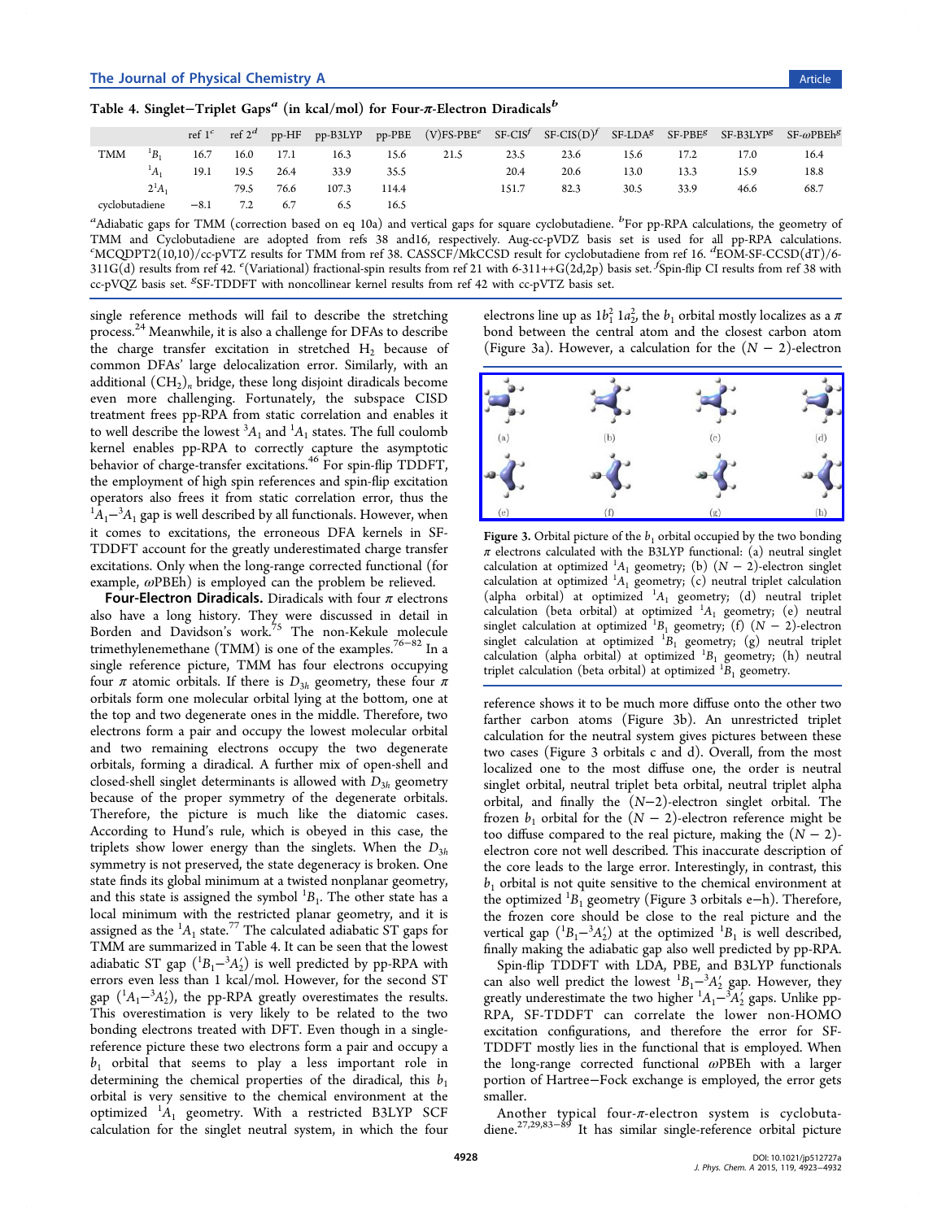Table 4. Singlet–Triplet Gaps[a] (in kcal/mol) for Four-π-Electron Diradicals[b]

| | | ref 1[c] | ref 2[d] | pp-HF | pp-B3LYP | pp-PBE | (V)FS-PBE[e] | SF-CIS[f] | SF-CIS(D)[f] | SF-LDA[g] | SF-PBE[g] | SF-B3LYP[g] | SF-ωPBEh[g] |
|---|---|---|---|---|---|---|---|---|---|---|---|---|---|
| TMM | $^1B_1$ | 16.7 | 16.0 | 17.1 | 16.3 | 15.6 | 21.5 | 23.5 | 23.6 | 15.6 | 17.2 | 17.0 | 16.4 |
| | $^1A_1$ | 19.1 | 19.5 | 26.4 | 33.9 | 35.5 | | 20.4 | 20.6 | 13.0 | 13.3 | 15.9 | 18.8 |
| | $2^1A_1$ | | 79.5 | 76.6 | 107.3 | 114.4 | | 151.7 | 82.3 | 30.5 | 33.9 | 46.6 | 68.7 |
| cyclobutadiene | | −8.1 | 7.2 | 6.7 | 6.5 | 16.5 | | | | | | | |

[a]Adiabatic gaps for TMM (correction based on eq 10a) and vertical gaps for square cyclobutadiene. [b]For pp-RPA calculations, the geometry of TMM and Cyclobutadiene are adopted from refs 38 and16, respectively. Aug-cc-pVDZ basis set is used for all pp-RPA calculations. [c]MCQDPT2(10,10)/cc-pVTZ results for TMM from ref 38. CASSCF/MkCCSD result for cyclobutadiene from ref 16. [d]EOM-SF-CCSD(dT)/6-311G(d) results from ref 42. [e](Variational) fractional-spin results from ref 21 with 6-311++G(2d,2p) basis set. [f]Spin-flip CI results from ref 38 with cc-pVQZ basis set. [g]SF-TDDFT with noncollinear kernel results from ref 42 with cc-pVTZ basis set.

single reference methods will fail to describe the stretching process.[24] Meanwhile, it is also a challenge for DFAs to describe the charge transfer excitation in stretched $H_2$ because of common DFAs' large delocalization error. Similarly, with an additional $(CH_2)_n$ bridge, these long disjoint diradicals become even more challenging. Fortunately, the subspace CISD treatment frees pp-RPA from static correlation and enables it to well describe the lowest $^3A_1$ and $^1A_1$ states. The full coulomb kernel enables pp-RPA to correctly capture the asymptotic behavior of charge-transfer excitations.[46] For spin-flip TDDFT, the employment of high spin references and spin-flip excitation operators also frees it from static correlation error, thus the $^1A_1$–$^3A_1$ gap is well described by all functionals. However, when it comes to excitations, the erroneous DFA kernels in SF-TDDFT account for the greatly underestimated charge transfer excitations. Only when the long-range corrected functional (for example, ωPBEh) is employed can the problem be relieved.

**Four-Electron Diradicals.** Diradicals with four π electrons also have a long history. They were discussed in detail in Borden and Davidson's work.[75] The non-Kekule molecule trimethylenemethane (TMM) is one of the examples.[76−82] In a single reference picture, TMM has four electrons occupying four π atomic orbitals. If there is $D_{3h}$ geometry, these four π orbitals form one molecular orbital lying at the bottom, one at the top and two degenerate ones in the middle. Therefore, two electrons form a pair and occupy the lowest molecular orbital and two remaining electrons occupy the two degenerate orbitals, forming a diradical. A further mix of open-shell and closed-shell singlet determinants is allowed with $D_{3h}$ geometry because of the proper symmetry of the degenerate orbitals. Therefore, the picture is much like the diatomic cases. According to Hund's rule, which is obeyed in this case, the triplets show lower energy than the singlets. When the $D_{3h}$ symmetry is not preserved, the state degeneracy is broken. One state finds its global minimum at a twisted nonplanar geometry, and this state is assigned the symbol $^1B_1$. The other state has a local minimum with the restricted planar geometry, and it is assigned the $^1A_1$ state.[77] The calculated adiabatic ST gaps for TMM are summarized in Table 4. It can be seen that the lowest adiabatic ST gap ($^1B_1$–$^3A_2'$) is well predicted by pp-RPA with errors even less than 1 kcal/mol. However, for the second ST gap ($^1A_1$–$^3A_2'$), the pp-RPA greatly overestimates the results. This overestimation is very likely to be related to the two bonding electrons treated with DFT. Even though in a single-reference picture these two electrons form a pair and occupy a $b_1$ orbital that seems to play a less important role in determining the chemical properties of the diradical, this $b_1$ orbital is very sensitive to the chemical environment at the optimized $^1A_1$ geometry. With a restricted B3LYP SCF calculation for the singlet neutral system, in which the four electrons line up as $1b_1^2\,1a_2^2$, the $b_1$ orbital mostly localizes as a π bond between the central atom and the closest carbon atom (Figure 3a). However, a calculation for the $(N-2)$-electron reference shows it to be much more diffuse onto the other two farther carbon atoms (Figure 3b). An unrestricted triplet calculation for the neutral system gives pictures between these two cases (Figure 3 orbitals c and d). Overall, from the most localized one to the most diffuse one, the order is neutral singlet orbital, neutral triplet beta orbital, neutral triplet alpha orbital, and finally the $(N-2)$-electron singlet orbital. The frozen $b_1$ orbital for the $(N-2)$-electron reference might be too diffuse compared to the real picture, making the $(N-2)$-electron core not well described. This inaccurate description of the core leads to the large error. Interestingly, in contrast, this $b_1$ orbital is not quite sensitive to the chemical environment at the optimized $^1B_1$ geometry (Figure 3 orbitals e–h). Therefore, the frozen core should be close to the real picture and the vertical gap ($^1B_1$–$^3A_2'$) at the optimized $^1B_1$ is well described, finally making the adiabatic gap also well predicted by pp-RPA.

Figure 3. Orbital picture of the $b_1$ orbital occupied by the two bonding π electrons calculated with the B3LYP functional: (a) neutral singlet calculation at optimized $^1A_1$ geometry; (b) $(N-2)$-electron singlet calculation at optimized $^1A_1$ geometry; (c) neutral triplet calculation (alpha orbital) at optimized $^1A_1$ geometry; (d) neutral triplet calculation (beta orbital) at optimized $^1A_1$ geometry; (e) neutral singlet calculation at optimized $^1B_1$ geometry; (f) $(N-2)$-electron singlet calculation at optimized $^1B_1$ geometry; (g) neutral triplet calculation (alpha orbital) at optimized $^1B_1$ geometry; (h) neutral triplet calculation (beta orbital) at optimized $^1B_1$ geometry.

Spin-flip TDDFT with LDA, PBE, and B3LYP functionals can also well predict the lowest $^1B_1$–$^3A_2'$ gap. However, they greatly underestimate the two higher $^1A_1$–$^3A_2'$ gaps. Unlike pp-RPA, SF-TDDFT can correlate the lower non-HOMO excitation configurations, and therefore the error for SF-TDDFT mostly lies in the functional that is employed. When the long-range corrected functional ωPBEh with a larger portion of Hartree–Fock exchange is employed, the error gets smaller.

Another typical four-π-electron system is cyclobutadiene.[27,29,83−89] It has similar single-reference orbital picture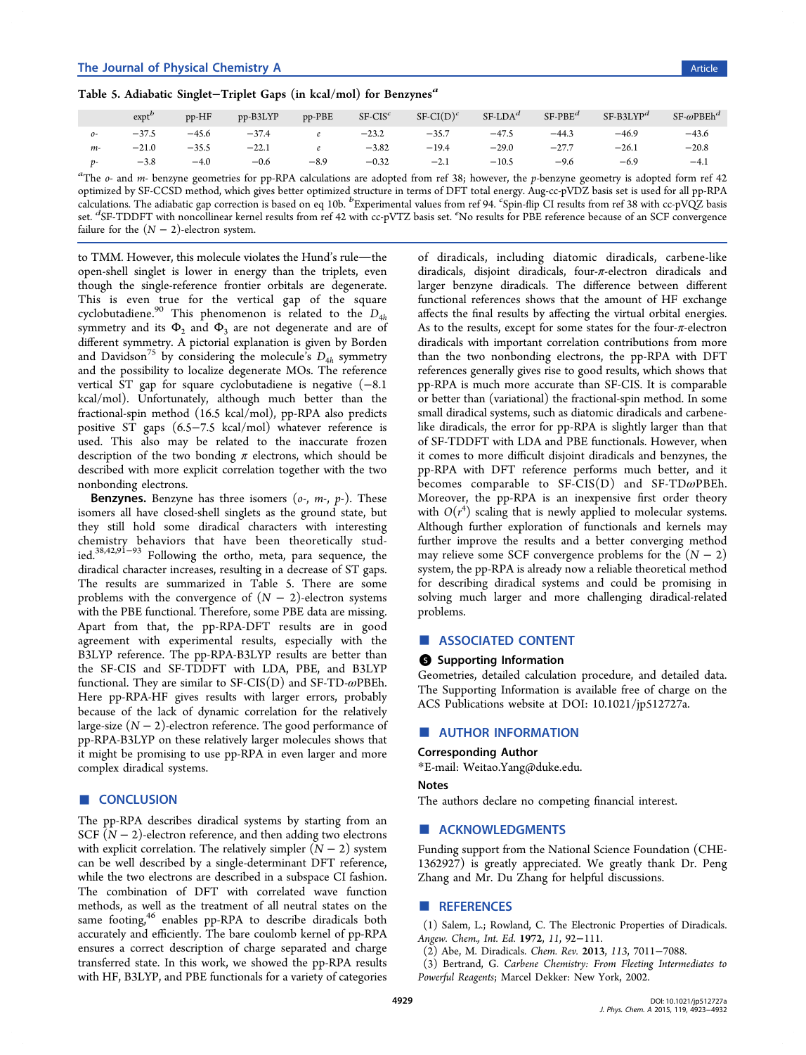**Table 5. Adiabatic Singlet−Triplet Gaps (in kcal/mol) for Benzynes[a]**

| | expt[b] | pp-HF | pp-B3LYP | pp-PBE | SF-CIS[c] | SF-CI(D)[c] | SF-LDA[d] | SF-PBE[d] | SF-B3LYP[d] | SF-ωPBEh[d] |
|---|---|---|---|---|---|---|---|---|---|---|
| *o*- | −37.5 | −45.6 | −37.4 | *e* | −23.2 | −35.7 | −47.5 | −44.3 | −46.9 | −43.6 |
| *m*- | −21.0 | −35.5 | −22.1 | *e* | −3.82 | −19.4 | −29.0 | −27.7 | −26.1 | −20.8 |
| *p*- | −3.8 | −4.0 | −0.6 | −8.9 | −0.32 | −2.1 | −10.5 | −9.6 | −6.9 | −4.1 |

[a]The *o*- and *m*- benzyne geometries for pp-RPA calculations are adopted from ref 38; however, the *p*-benzyne geometry is adopted form ref 42 optimized by SF-CCSD method, which gives better optimized structure in terms of DFT total energy. Aug-cc-pVDZ basis set is used for all pp-RPA calculations. The adiabatic gap correction is based on eq 10b. [b]Experimental values from ref 94. [c]Spin-flip CI results from ref 38 with cc-pVQZ basis set. [d]SF-TDDFT with noncollinear kernel results from ref 42 with cc-pVTZ basis set. [e]No results for PBE reference because of an SCF convergence failure for the $(N-2)$-electron system.

to TMM. However, this molecule violates the Hund's rule—the open-shell singlet is lower in energy than the triplets, even though the single-reference frontier orbitals are degenerate. This is even true for the vertical gap of the square cyclobutadiene.[90] This phenomenon is related to the $D_{4h}$ symmetry and its $\Phi_2$ and $\Phi_3$ are not degenerate and are of different symmetry. A pictorial explanation is given by Borden and Davidson[75] by considering the molecule's $D_{4h}$ symmetry and the possibility to localize degenerate MOs. The reference vertical ST gap for square cyclobutadiene is negative (−8.1 kcal/mol). Unfortunately, although much better than the fractional-spin method (16.5 kcal/mol), pp-RPA also predicts positive ST gaps (6.5−7.5 kcal/mol) whatever reference is used. This also may be related to the inaccurate frozen description of the two bonding $\pi$ electrons, which should be described with more explicit correlation together with the two nonbonding electrons.

**Benzynes.** Benzyne has three isomers (*o*-, *m*-, *p*-). These isomers all have closed-shell singlets as the ground state, but they still hold some diradical characters with interesting chemistry behaviors that have been theoretically studied.[38,42,91−93] Following the ortho, meta, para sequence, the diradical character increases, resulting in a decrease of ST gaps. The results are summarized in Table 5. There are some problems with the convergence of $(N-2)$-electron systems with the PBE functional. Therefore, some PBE data are missing. Apart from that, the pp-RPA-DFT results are in good agreement with experimental results, especially with the B3LYP reference. The pp-RPA-B3LYP results are better than the SF-CIS and SF-TDDFT with LDA, PBE, and B3LYP functional. They are similar to SF-CIS(D) and SF-TD-$\omega$PBEh. Here pp-RPA-HF gives results with larger errors, probably because of the lack of dynamic correlation for the relatively large-size $(N-2)$-electron reference. The good performance of pp-RPA-B3LYP on these relatively larger molecules shows that it might be promising to use pp-RPA in even larger and more complex diradical systems.

## CONCLUSION

The pp-RPA describes diradical systems by starting from an SCF $(N-2)$-electron reference, and then adding two electrons with explicit correlation. The relatively simpler $(N-2)$ system can be well described by a single-determinant DFT reference, while the two electrons are described in a subspace CI fashion. The combination of DFT with correlated wave function methods, as well as the treatment of all neutral states on the same footing,[46] enables pp-RPA to describe diradicals both accurately and efficiently. The bare coulomb kernel of pp-RPA ensures a correct description of charge separated and charge transferred state. In this work, we showed the pp-RPA results with HF, B3LYP, and PBE functionals for a variety of categories of diradicals, including diatomic diradicals, carbene-like diradicals, disjoint diradicals, four-$\pi$-electron diradicals and larger benzyne diradicals. The difference between different functional references shows that the amount of HF exchange affects the final results by affecting the virtual orbital energies. As to the results, except for some states for the four-$\pi$-electron diradicals with important correlation contributions from more than the two nonbonding electrons, the pp-RPA with DFT references generally gives rise to good results, which shows that pp-RPA is much more accurate than SF-CIS. It is comparable or better than (variational) the fractional-spin method. In some small diradical systems, such as diatomic diradicals and carbene-like diradicals, the error for pp-RPA is slightly larger than that of SF-TDDFT with LDA and PBE functionals. However, when it comes to more difficult disjoint diradicals and benzynes, the pp-RPA with DFT reference performs much better, and it becomes comparable to SF-CIS(D) and SF-TD$\omega$PBEh. Moreover, the pp-RPA is an inexpensive first order theory with $O(r^4)$ scaling that is newly applied to molecular systems. Although further exploration of functionals and kernels may further improve the results and a better converging method may relieve some SCF convergence problems for the $(N-2)$ system, the pp-RPA is already now a reliable theoretical method for describing diradical systems and could be promising in solving much larger and more challenging diradical-related problems.

## ASSOCIATED CONTENT

### Supporting Information

Geometries, detailed calculation procedure, and detailed data. The Supporting Information is available free of charge on the ACS Publications website at DOI: 10.1021/jp512727a.

## AUTHOR INFORMATION

### Corresponding Author

*E-mail: Weitao.Yang@duke.edu.

### Notes

The authors declare no competing financial interest.

## ACKNOWLEDGMENTS

Funding support from the National Science Foundation (CHE-1362927) is greatly appreciated. We greatly thank Dr. Peng Zhang and Mr. Du Zhang for helpful discussions.

## REFERENCES

(1) Salem, L.; Rowland, C. The Electronic Properties of Diradicals. *Angew. Chem., Int. Ed.* **1972**, *11*, 92−111.

(2) Abe, M. Diradicals. *Chem. Rev.* **2013**, *113*, 7011−7088.

(3) Bertrand, G. *Carbene Chemistry: From Fleeting Intermediates to Powerful Reagents*; Marcel Dekker: New York, 2002.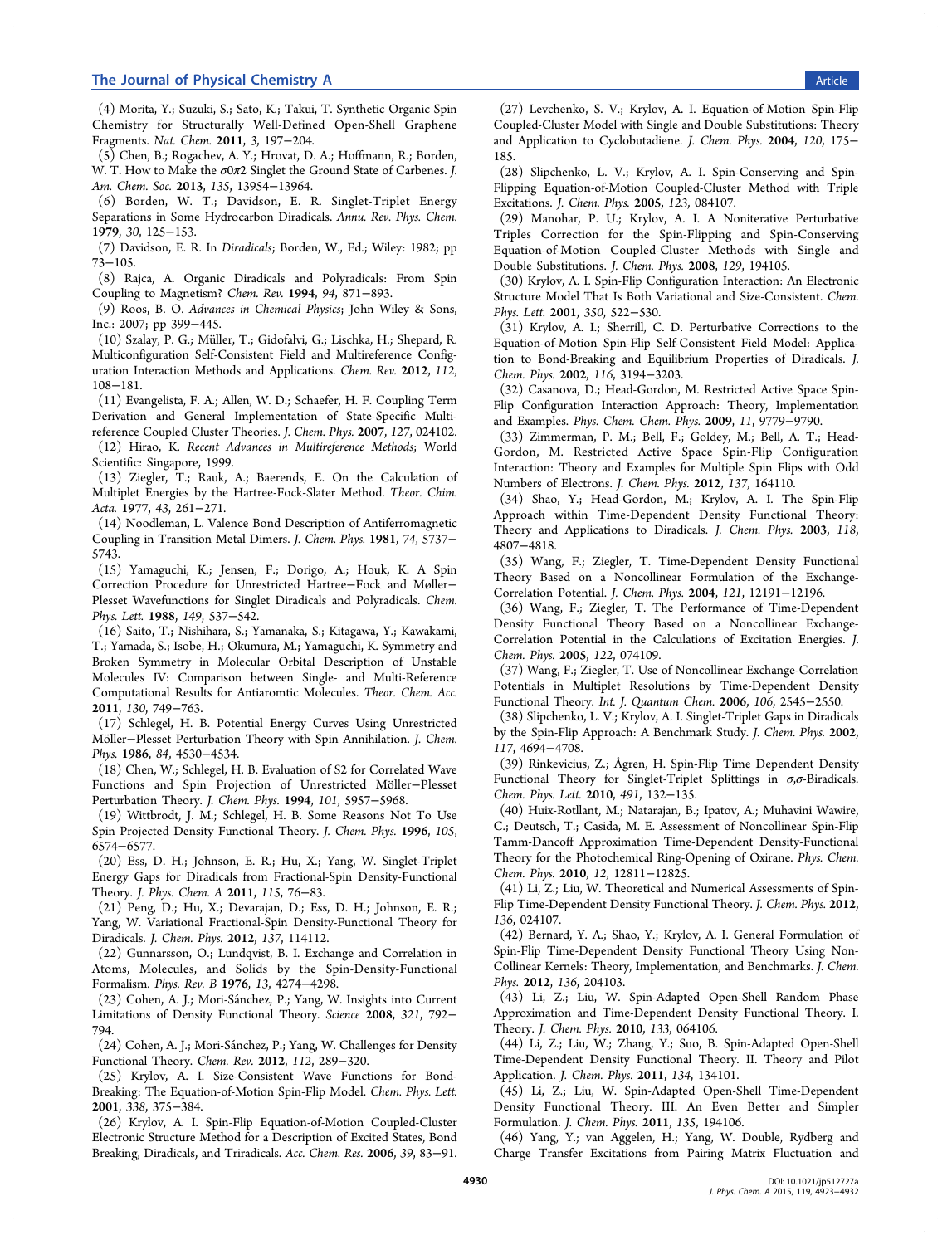(4) Morita, Y.; Suzuki, S.; Sato, K.; Takui, T. Synthetic Organic Spin Chemistry for Structurally Well-Defined Open-Shell Graphene Fragments. *Nat. Chem.* **2011**, *3*, 197−204.

(5) Chen, B.; Rogachev, A. Y.; Hrovat, D. A.; Hoffmann, R.; Borden, W. T. How to Make the $\sigma 0 \pi 2$ Singlet the Ground State of Carbenes. *J. Am. Chem. Soc.* **2013**, *135*, 13954−13964.

(6) Borden, W. T.; Davidson, E. R. Singlet-Triplet Energy Separations in Some Hydrocarbon Diradicals. *Annu. Rev. Phys. Chem.* **1979**, *30*, 125−153.

(7) Davidson, E. R. In *Diradicals*; Borden, W., Ed.; Wiley: 1982; pp 73−105.

(8) Rajca, A. Organic Diradicals and Polyradicals: From Spin Coupling to Magnetism? *Chem. Rev.* **1994**, *94*, 871−893.

(9) Roos, B. O. *Advances in Chemical Physics*; John Wiley & Sons, Inc.: 2007; pp 399−445.

(10) Szalay, P. G.; Müller, T.; Gidofalvi, G.; Lischka, H.; Shepard, R. Multiconfiguration Self-Consistent Field and Multireference Configuration Interaction Methods and Applications. *Chem. Rev.* **2012**, *112*, 108−181.

(11) Evangelista, F. A.; Allen, W. D.; Schaefer, H. F. Coupling Term Derivation and General Implementation of State-Specific Multireference Coupled Cluster Theories. *J. Chem. Phys.* **2007**, *127*, 024102.

(12) Hirao, K. *Recent Advances in Multireference Methods*; World Scientific: Singapore, 1999.

(13) Ziegler, T.; Rauk, A.; Baerends, E. On the Calculation of Multiplet Energies by the Hartree-Fock-Slater Method. *Theor. Chim. Acta.* **1977**, *43*, 261−271.

(14) Noodleman, L. Valence Bond Description of Antiferromagnetic Coupling in Transition Metal Dimers. *J. Chem. Phys.* **1981**, *74*, 5737−5743.

(15) Yamaguchi, K.; Jensen, F.; Dorigo, A.; Houk, K. A Spin Correction Procedure for Unrestricted Hartree−Fock and Møller−Plesset Wavefunctions for Singlet Diradicals and Polyradicals. *Chem. Phys. Lett.* **1988**, *149*, 537−542.

(16) Saito, T.; Nishihara, S.; Yamanaka, S.; Kitagawa, Y.; Kawakami, T.; Yamada, S.; Isobe, H.; Okumura, M.; Yamaguchi, K. Symmetry and Broken Symmetry in Molecular Orbital Description of Unstable Molecules IV: Comparison between Single- and Multi-Reference Computational Results for Antiaromtic Molecules. *Theor. Chem. Acc.* **2011**, *130*, 749−763.

(17) Schlegel, H. B. Potential Energy Curves Using Unrestricted Möller−Plesset Perturbation Theory with Spin Annihilation. *J. Chem. Phys.* **1986**, *84*, 4530−4534.

(18) Chen, W.; Schlegel, H. B. Evaluation of S2 for Correlated Wave Functions and Spin Projection of Unrestricted Möller−Plesset Perturbation Theory. *J. Chem. Phys.* **1994**, *101*, 5957−5968.

(19) Wittbrodt, J. M.; Schlegel, H. B. Some Reasons Not To Use Spin Projected Density Functional Theory. *J. Chem. Phys.* **1996**, *105*, 6574−6577.

(20) Ess, D. H.; Johnson, E. R.; Hu, X.; Yang, W. Singlet-Triplet Energy Gaps for Diradicals from Fractional-Spin Density-Functional Theory. *J. Phys. Chem. A* **2011**, *115*, 76−83.

(21) Peng, D.; Hu, X.; Devarajan, D.; Ess, D. H.; Johnson, E. R.; Yang, W. Variational Fractional-Spin Density-Functional Theory for Diradicals. *J. Chem. Phys.* **2012**, *137*, 114112.

(22) Gunnarsson, O.; Lundqvist, B. I. Exchange and Correlation in Atoms, Molecules, and Solids by the Spin-Density-Functional Formalism. *Phys. Rev. B* **1976**, *13*, 4274−4298.

(23) Cohen, A. J.; Mori-Sánchez, P.; Yang, W. Insights into Current Limitations of Density Functional Theory. *Science* **2008**, *321*, 792−794.

(24) Cohen, A. J.; Mori-Sánchez, P.; Yang, W. Challenges for Density Functional Theory. *Chem. Rev.* **2012**, *112*, 289−320.

(25) Krylov, A. I. Size-Consistent Wave Functions for Bond-Breaking: The Equation-of-Motion Spin-Flip Model. *Chem. Phys. Lett.* **2001**, *338*, 375−384.

(26) Krylov, A. I. Spin-Flip Equation-of-Motion Coupled-Cluster Electronic Structure Method for a Description of Excited States, Bond Breaking, Diradicals, and Triradicals. *Acc. Chem. Res.* **2006**, *39*, 83−91.

(27) Levchenko, S. V.; Krylov, A. I. Equation-of-Motion Spin-Flip Coupled-Cluster Model with Single and Double Substitutions: Theory and Application to Cyclobutadiene. *J. Chem. Phys.* **2004**, *120*, 175−185.

(28) Slipchenko, L. V.; Krylov, A. I. Spin-Conserving and Spin-Flipping Equation-of-Motion Coupled-Cluster Method with Triple Excitations. *J. Chem. Phys.* **2005**, *123*, 084107.

(29) Manohar, P. U.; Krylov, A. I. A Noniterative Perturbative Triples Correction for the Spin-Flipping and Spin-Conserving Equation-of-Motion Coupled-Cluster Methods with Single and Double Substitutions. *J. Chem. Phys.* **2008**, *129*, 194105.

(30) Krylov, A. I. Spin-Flip Configuration Interaction: An Electronic Structure Model That Is Both Variational and Size-Consistent. *Chem. Phys. Lett.* **2001**, *350*, 522−530.

(31) Krylov, A. I.; Sherrill, C. D. Perturbative Corrections to the Equation-of-Motion Spin-Flip Self-Consistent Field Model: Application to Bond-Breaking and Equilibrium Properties of Diradicals. *J. Chem. Phys.* **2002**, *116*, 3194−3203.

(32) Casanova, D.; Head-Gordon, M. Restricted Active Space Spin-Flip Configuration Interaction Approach: Theory, Implementation and Examples. *Phys. Chem. Chem. Phys.* **2009**, *11*, 9779−9790.

(33) Zimmerman, P. M.; Bell, F.; Goldey, M.; Bell, A. T.; Head-Gordon, M. Restricted Active Space Spin-Flip Configuration Interaction: Theory and Examples for Multiple Spin Flips with Odd Numbers of Electrons. *J. Chem. Phys.* **2012**, *137*, 164110.

(34) Shao, Y.; Head-Gordon, M.; Krylov, A. I. The Spin-Flip Approach within Time-Dependent Density Functional Theory: Theory and Applications to Diradicals. *J. Chem. Phys.* **2003**, *118*, 4807−4818.

(35) Wang, F.; Ziegler, T. Time-Dependent Density Functional Theory Based on a Noncollinear Formulation of the Exchange-Correlation Potential. *J. Chem. Phys.* **2004**, *121*, 12191−12196.

(36) Wang, F.; Ziegler, T. The Performance of Time-Dependent Density Functional Theory Based on a Noncollinear Exchange-Correlation Potential in the Calculations of Excitation Energies. *J. Chem. Phys.* **2005**, *122*, 074109.

(37) Wang, F.; Ziegler, T. Use of Noncollinear Exchange-Correlation Potentials in Multiplet Resolutions by Time-Dependent Density Functional Theory. *Int. J. Quantum Chem.* **2006**, *106*, 2545−2550.

(38) Slipchenko, L. V.; Krylov, A. I. Singlet-Triplet Gaps in Diradicals by the Spin-Flip Approach: A Benchmark Study. *J. Chem. Phys.* **2002**, *117*, 4694−4708.

(39) Rinkevicius, Z.; Ågren, H. Spin-Flip Time Dependent Density Functional Theory for Singlet-Triplet Splittings in $\sigma,\sigma$-Biradicals. *Chem. Phys. Lett.* **2010**, *491*, 132−135.

(40) Huix-Rotllant, M.; Natarajan, B.; Ipatov, A.; Muhavini Wawire, C.; Deutsch, T.; Casida, M. E. Assessment of Noncollinear Spin-Flip Tamm-Dancoff Approximation Time-Dependent Density-Functional Theory for the Photochemical Ring-Opening of Oxirane. *Phys. Chem. Chem. Phys.* **2010**, *12*, 12811−12825.

(41) Li, Z.; Liu, W. Theoretical and Numerical Assessments of Spin-Flip Time-Dependent Density Functional Theory. *J. Chem. Phys.* **2012**, *136*, 024107.

(42) Bernard, Y. A.; Shao, Y.; Krylov, A. I. General Formulation of Spin-Flip Time-Dependent Density Functional Theory Using Non-Collinear Kernels: Theory, Implementation, and Benchmarks. *J. Chem. Phys.* **2012**, *136*, 204103.

(43) Li, Z.; Liu, W. Spin-Adapted Open-Shell Random Phase Approximation and Time-Dependent Density Functional Theory. I. Theory. *J. Chem. Phys.* **2010**, *133*, 064106.

(44) Li, Z.; Liu, W.; Zhang, Y.; Suo, B. Spin-Adapted Open-Shell Time-Dependent Density Functional Theory. II. Theory and Pilot Application. *J. Chem. Phys.* **2011**, *134*, 134101.

(45) Li, Z.; Liu, W. Spin-Adapted Open-Shell Time-Dependent Density Functional Theory. III. An Even Better and Simpler Formulation. *J. Chem. Phys.* **2011**, *135*, 194106.

(46) Yang, Y.; van Aggelen, H.; Yang, W. Double, Rydberg and Charge Transfer Excitations from Pairing Matrix Fluctuation and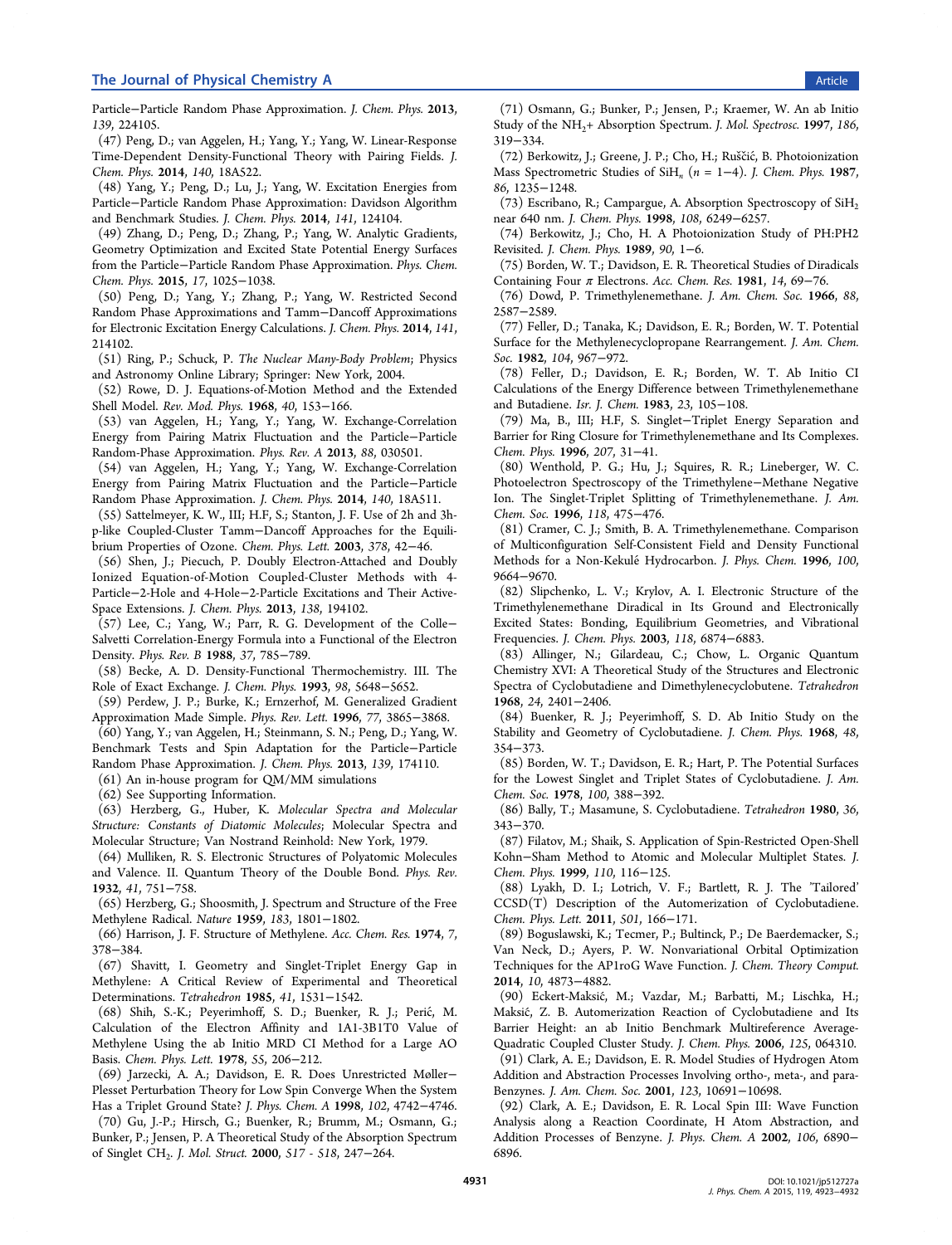Particle−Particle Random Phase Approximation. *J. Chem. Phys.* **2013**, *139*, 224105.

(47) Peng, D.; van Aggelen, H.; Yang, Y.; Yang, W. Linear-Response Time-Dependent Density-Functional Theory with Pairing Fields. *J. Chem. Phys.* **2014**, *140*, 18A522.

(48) Yang, Y.; Peng, D.; Lu, J.; Yang, W. Excitation Energies from Particle−Particle Random Phase Approximation: Davidson Algorithm and Benchmark Studies. *J. Chem. Phys.* **2014**, *141*, 124104.

(49) Zhang, D.; Peng, D.; Zhang, P.; Yang, W. Analytic Gradients, Geometry Optimization and Excited State Potential Energy Surfaces from the Particle−Particle Random Phase Approximation. *Phys. Chem. Chem. Phys.* **2015**, *17*, 1025−1038.

(50) Peng, D.; Yang, Y.; Zhang, P.; Yang, W. Restricted Second Random Phase Approximations and Tamm−Dancoff Approximations for Electronic Excitation Energy Calculations. *J. Chem. Phys.* **2014**, *141*, 214102.

(51) Ring, P.; Schuck, P. *The Nuclear Many-Body Problem*; Physics and Astronomy Online Library; Springer: New York, 2004.

(52) Rowe, D. J. Equations-of-Motion Method and the Extended Shell Model. *Rev. Mod. Phys.* **1968**, *40*, 153−166.

(53) van Aggelen, H.; Yang, Y.; Yang, W. Exchange-Correlation Energy from Pairing Matrix Fluctuation and the Particle−Particle Random-Phase Approximation. *Phys. Rev. A* **2013**, *88*, 030501.

(54) van Aggelen, H.; Yang, Y.; Yang, W. Exchange-Correlation Energy from Pairing Matrix Fluctuation and the Particle−Particle Random Phase Approximation. *J. Chem. Phys.* **2014**, *140*, 18A511.

(55) Sattelmeyer, K. W., III; H.F, S.; Stanton, J. F. Use of 2h and 3h-p-like Coupled-Cluster Tamm−Dancoff Approaches for the Equilibrium Properties of Ozone. *Chem. Phys. Lett.* **2003**, *378*, 42−46.

(56) Shen, J.; Piecuch, P. Doubly Electron-Attached and Doubly Ionized Equation-of-Motion Coupled-Cluster Methods with 4-Particle−2-Hole and 4-Hole−2-Particle Excitations and Their Active-Space Extensions. *J. Chem. Phys.* **2013**, *138*, 194102.

(57) Lee, C.; Yang, W.; Parr, R. G. Development of the Colle−Salvetti Correlation-Energy Formula into a Functional of the Electron Density. *Phys. Rev. B* **1988**, *37*, 785−789.

(58) Becke, A. D. Density-Functional Thermochemistry. III. The Role of Exact Exchange. *J. Chem. Phys.* **1993**, *98*, 5648−5652.

(59) Perdew, J. P.; Burke, K.; Ernzerhof, M. Generalized Gradient Approximation Made Simple. *Phys. Rev. Lett.* **1996**, *77*, 3865−3868.

(60) Yang, Y.; van Aggelen, H.; Steinmann, S. N.; Peng, D.; Yang, W. Benchmark Tests and Spin Adaptation for the Particle−Particle Random Phase Approximation. *J. Chem. Phys.* **2013**, *139*, 174110.

(61) An in-house program for QM/MM simulations

(62) See Supporting Information.

(63) Herzberg, G., Huber, K. *Molecular Spectra and Molecular Structure: Constants of Diatomic Molecules*; Molecular Spectra and Molecular Structure; Van Nostrand Reinhold: New York, 1979.

(64) Mulliken, R. S. Electronic Structures of Polyatomic Molecules and Valence. II. Quantum Theory of the Double Bond. *Phys. Rev.* **1932**, *41*, 751−758.

(65) Herzberg, G.; Shoosmith, J. Spectrum and Structure of the Free Methylene Radical. *Nature* **1959**, *183*, 1801−1802.

(66) Harrison, J. F. Structure of Methylene. *Acc. Chem. Res.* **1974**, *7*, 378−384.

(67) Shavitt, I. Geometry and Singlet-Triplet Energy Gap in Methylene: A Critical Review of Experimental and Theoretical Determinations. *Tetrahedron* **1985**, *41*, 1531−1542.

(68) Shih, S.-K.; Peyerimhoff, S. D.; Buenker, R. J.; Perić, M. Calculation of the Electron Affinity and 1A1-3B1T0 Value of Methylene Using the ab Initio MRD CI Method for a Large AO Basis. *Chem. Phys. Lett.* **1978**, *55*, 206−212.

(69) Jarzecki, A. A.; Davidson, E. R. Does Unrestricted Møller−Plesset Perturbation Theory for Low Spin Converge When the System Has a Triplet Ground State? *J. Phys. Chem. A* **1998**, *102*, 4742−4746.

(70) Gu, J.-P.; Hirsch, G.; Buenker, R.; Brumm, M.; Osmann, G.; Bunker, P.; Jensen, P. A Theoretical Study of the Absorption Spectrum of Singlet $CH_2$. *J. Mol. Struct.* **2000**, *517 - 518*, 247−264.

(71) Osmann, G.; Bunker, P.; Jensen, P.; Kraemer, W. An ab Initio Study of the $NH_2$+ Absorption Spectrum. *J. Mol. Spectrosc.* **1997**, *186*, 319−334.

(72) Berkowitz, J.; Greene, J. P.; Cho, H.; Ruščić, B. Photoionization Mass Spectrometric Studies of $SiH_n$ ($n$ = 1−4). *J. Chem. Phys.* **1987**, *86*, 1235−1248.

(73) Escribano, R.; Campargue, A. Absorption Spectroscopy of $SiH_2$ near 640 nm. *J. Chem. Phys.* **1998**, *108*, 6249−6257.

(74) Berkowitz, J.; Cho, H. A Photoionization Study of PH:PH2 Revisited. *J. Chem. Phys.* **1989**, *90*, 1−6.

(75) Borden, W. T.; Davidson, E. R. Theoretical Studies of Diradicals Containing Four π Electrons. *Acc. Chem. Res.* **1981**, *14*, 69−76.

(76) Dowd, P. Trimethylenemethane. *J. Am. Chem. Soc.* **1966**, *88*, 2587−2589.

(77) Feller, D.; Tanaka, K.; Davidson, E. R.; Borden, W. T. Potential Surface for the Methylenecyclopropane Rearrangement. *J. Am. Chem. Soc.* **1982**, *104*, 967−972.

(78) Feller, D.; Davidson, E. R.; Borden, W. T. Ab Initio CI Calculations of the Energy Difference between Trimethylenemethane and Butadiene. *Isr. J. Chem.* **1983**, *23*, 105−108.

(79) Ma, B., III; H.F, S. Singlet−Triplet Energy Separation and Barrier for Ring Closure for Trimethylenemethane and Its Complexes. *Chem. Phys.* **1996**, *207*, 31−41.

(80) Wenthold, P. G.; Hu, J.; Squires, R. R.; Lineberger, W. C. Photoelectron Spectroscopy of the Trimethylene−Methane Negative Ion. The Singlet-Triplet Splitting of Trimethylenemethane. *J. Am. Chem. Soc.* **1996**, *118*, 475−476.

(81) Cramer, C. J.; Smith, B. A. Trimethylenemethane. Comparison of Multiconfiguration Self-Consistent Field and Density Functional Methods for a Non-Kekulé Hydrocarbon. *J. Phys. Chem.* **1996**, *100*, 9664−9670.

(82) Slipchenko, L. V.; Krylov, A. I. Electronic Structure of the Trimethylenemethane Diradical in Its Ground and Electronically Excited States: Bonding, Equilibrium Geometries, and Vibrational Frequencies. *J. Chem. Phys.* **2003**, *118*, 6874−6883.

(83) Allinger, N.; Gilardeau, C.; Chow, L. Organic Quantum Chemistry XVI: A Theoretical Study of the Structures and Electronic Spectra of Cyclobutadiene and Dimethylenecyclobutene. *Tetrahedron* **1968**, *24*, 2401−2406.

(84) Buenker, R. J.; Peyerimhoff, S. D. Ab Initio Study on the Stability and Geometry of Cyclobutadiene. *J. Chem. Phys.* **1968**, *48*, 354−373.

(85) Borden, W. T.; Davidson, E. R.; Hart, P. The Potential Surfaces for the Lowest Singlet and Triplet States of Cyclobutadiene. *J. Am. Chem. Soc.* **1978**, *100*, 388−392.

(86) Bally, T.; Masamune, S. Cyclobutadiene. *Tetrahedron* **1980**, *36*, 343−370.

(87) Filatov, M.; Shaik, S. Application of Spin-Restricted Open-Shell Kohn−Sham Method to Atomic and Molecular Multiplet States. *J. Chem. Phys.* **1999**, *110*, 116−125.

(88) Lyakh, D. I.; Lotrich, V. F.; Bartlett, R. J. The 'Tailored' CCSD(T) Description of the Automerization of Cyclobutadiene. *Chem. Phys. Lett.* **2011**, *501*, 166−171.

(89) Boguslawski, K.; Tecmer, P.; Bultinck, P.; De Baerdemacker, S.; Van Neck, D.; Ayers, P. W. Nonvariational Orbital Optimization Techniques for the AP1roG Wave Function. *J. Chem. Theory Comput.* **2014**, *10*, 4873−4882.

(90) Eckert-Maksić, M.; Vazdar, M.; Barbatti, M.; Lischka, H.; Maksić, Z. B. Automerization Reaction of Cyclobutadiene and Its Barrier Height: an ab Initio Benchmark Multireference Average-Quadratic Coupled Cluster Study. *J. Chem. Phys.* **2006**, *125*, 064310.

(91) Clark, A. E.; Davidson, E. R. Model Studies of Hydrogen Atom Addition and Abstraction Processes Involving ortho-, meta-, and para-Benzynes. *J. Am. Chem. Soc.* **2001**, *123*, 10691−10698.

(92) Clark, A. E.; Davidson, E. R. Local Spin III: Wave Function Analysis along a Reaction Coordinate, H Atom Abstraction, and Addition Processes of Benzyne. *J. Phys. Chem. A* **2002**, *106*, 6890−6896.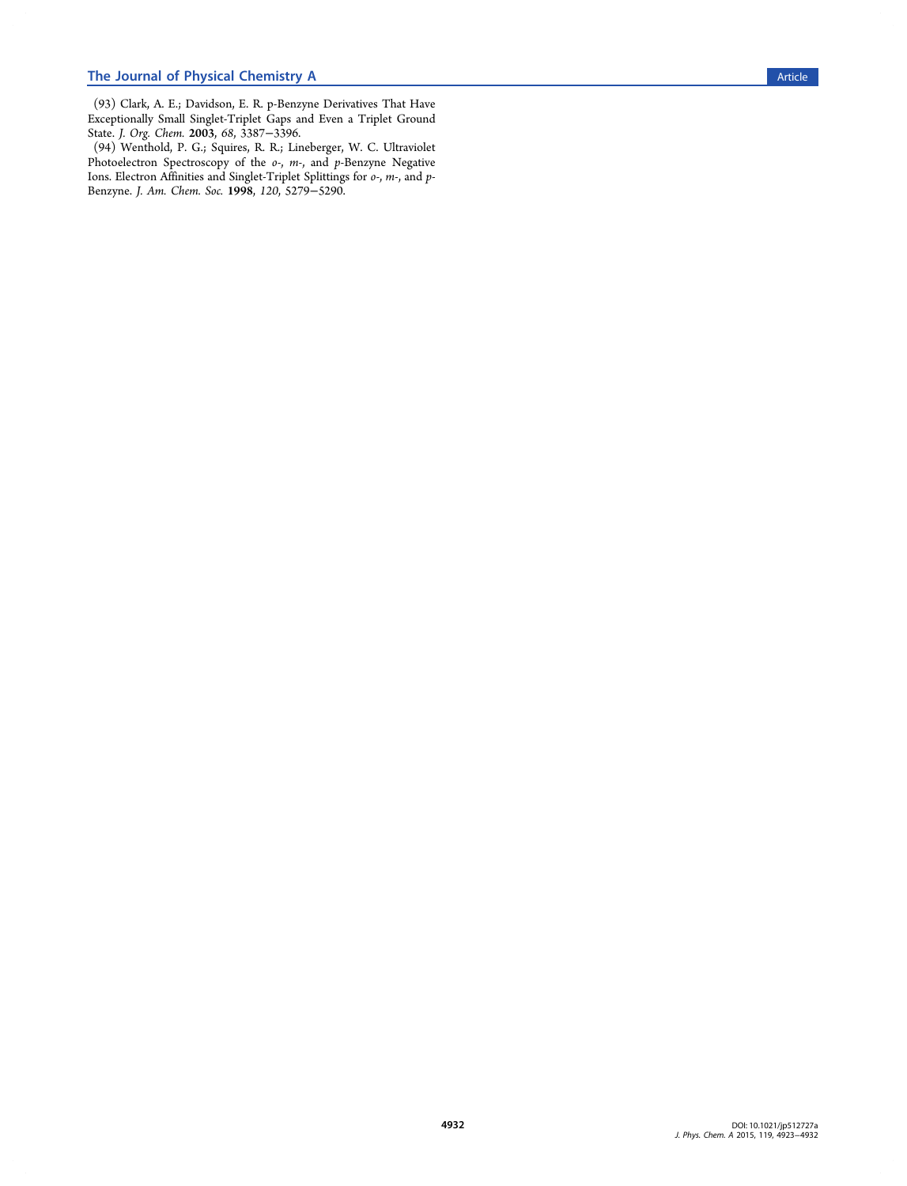(93) Clark, A. E.; Davidson, E. R. p-Benzyne Derivatives That Have Exceptionally Small Singlet-Triplet Gaps and Even a Triplet Ground State. *J. Org. Chem.* **2003**, *68*, 3387−3396.

(94) Wenthold, P. G.; Squires, R. R.; Lineberger, W. C. Ultraviolet Photoelectron Spectroscopy of the *o*-, *m*-, and *p*-Benzyne Negative Ions. Electron Affinities and Singlet-Triplet Splittings for *o*-, *m*-, and *p*-Benzyne. *J. Am. Chem. Soc.* **1998**, *120*, 5279−5290.